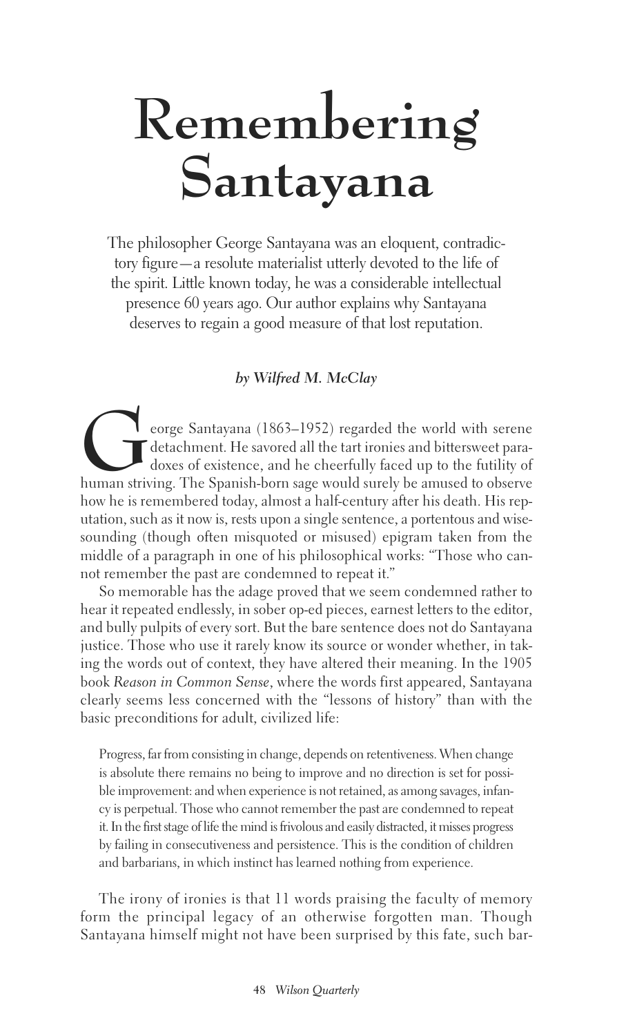# Remembering Santayana

The philosopher George Santayana was an eloquent, contradictory figure—a resolute materialist utterly devoted to the life of the spirit. Little known today, he was a considerable intellectual presence 60 years ago. Our author explains why Santayana deserves to regain a good measure of that lost reputation.

***by Wilfred M. McClay***

George Santayana (1863–1952) regarded the world with serene detachment. He savored all the tart ironies and bittersweet paradoxes of existence, and he cheerfully faced up to the futility of human striving. The Spanish-born sage would surely be amused to observe how he is remembered today, almost a half-century after his death. His reputation, such as it now is, rests upon a single sentence, a portentous and wise-sounding (though often misquoted or misused) epigram taken from the middle of a paragraph in one of his philosophical works: "Those who cannot remember the past are condemned to repeat it."

So memorable has the adage proved that we seem condemned rather to hear it repeated endlessly, in sober op-ed pieces, earnest letters to the editor, and bully pulpits of every sort. But the bare sentence does not do Santayana justice. Those who use it rarely know its source or wonder whether, in taking the words out of context, they have altered their meaning. In the 1905 book *Reason in Common Sense*, where the words first appeared, Santayana clearly seems less concerned with the "lessons of history" than with the basic preconditions for adult, civilized life:

> Progress, far from consisting in change, depends on retentiveness. When change is absolute there remains no being to improve and no direction is set for possible improvement: and when experience is not retained, as among savages, infancy is perpetual. Those who cannot remember the past are condemned to repeat it. In the first stage of life the mind is frivolous and easily distracted, it misses progress by failing in consecutiveness and persistence. This is the condition of children and barbarians, in which instinct has learned nothing from experience.

The irony of ironies is that 11 words praising the faculty of memory form the principal legacy of an otherwise forgotten man. Though Santayana himself might not have been surprised by this fate, such bar-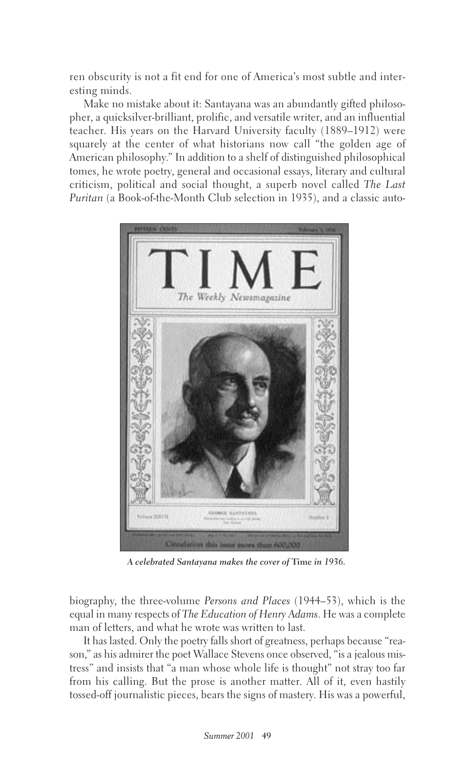ren obscurity is not a fit end for one of America's most subtle and interesting minds.

Make no mistake about it: Santayana was an abundantly gifted philosopher, a quicksilver-brilliant, prolific, and versatile writer, and an influential teacher. His years on the Harvard University faculty (1889–1912) were squarely at the center of what historians now call "the golden age of American philosophy." In addition to a shelf of distinguished philosophical tomes, he wrote poetry, general and occasional essays, literary and cultural criticism, political and social thought, a superb novel called *The Last Puritan* (a Book-of-the-Month Club selection in 1935), and a classic autobiography, the three-volume *Persons and Places* (1944–53), which is the equal in many respects of *The Education of Henry Adams*. He was a complete man of letters, and what he wrote was written to last.

*A celebrated Santayana makes the cover of* Time *in 1936.*

It has lasted. Only the poetry falls short of greatness, perhaps because "reason," as his admirer the poet Wallace Stevens once observed, "is a jealous mistress" and insists that "a man whose whole life is thought" not stray too far from his calling. But the prose is another matter. All of it, even hastily tossed-off journalistic pieces, bears the signs of mastery. His was a powerful,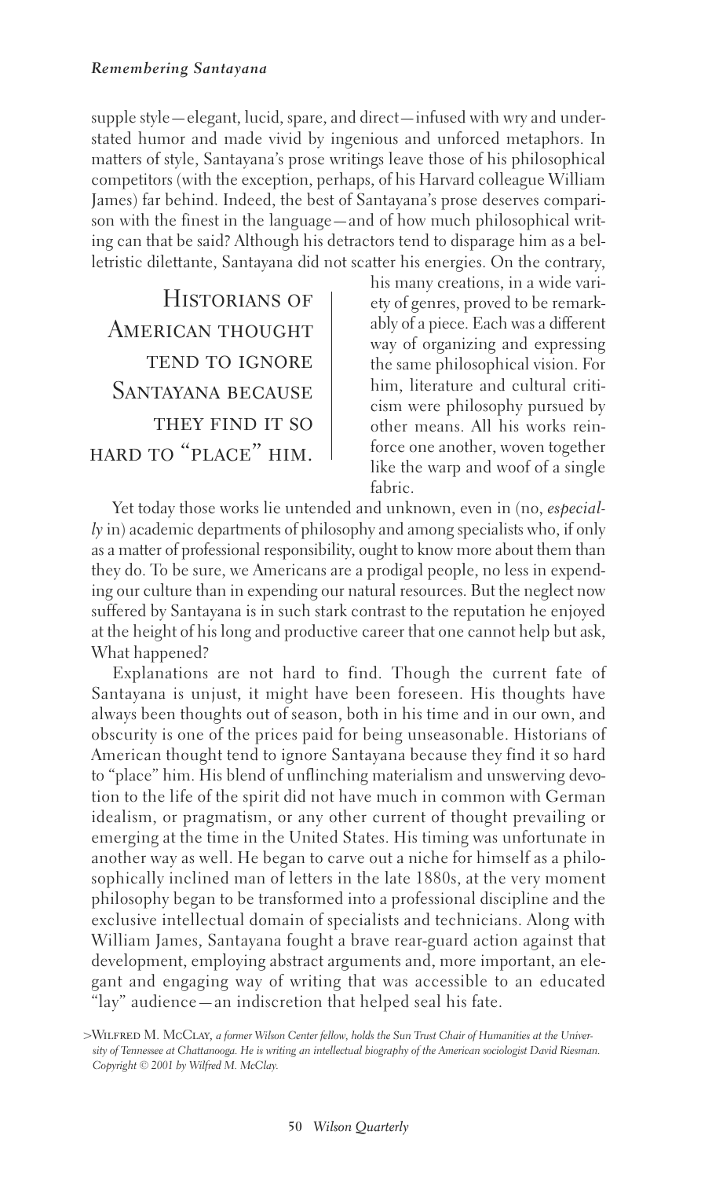supple style—elegant, lucid, spare, and direct—infused with wry and understated humor and made vivid by ingenious and unforced metaphors. In matters of style, Santayana's prose writings leave those of his philosophical competitors (with the exception, perhaps, of his Harvard colleague William James) far behind. Indeed, the best of Santayana's prose deserves comparison with the finest in the language—and of how much philosophical writing can that be said? Although his detractors tend to disparage him as a belletristic dilettante, Santayana did not scatter his energies. On the contrary, his many creations, in a wide variety of genres, proved to be remarkably of a piece. Each was a different way of organizing and expressing the same philosophical vision. For him, literature and cultural criticism were philosophy pursued by other means. All his works reinforce one another, woven together like the warp and woof of a single fabric.

> HISTORIANS OF AMERICAN THOUGHT TEND TO IGNORE SANTAYANA BECAUSE THEY FIND IT SO HARD TO "PLACE" HIM.

Yet today those works lie untended and unknown, even in (no, *especially* in) academic departments of philosophy and among specialists who, if only as a matter of professional responsibility, ought to know more about them than they do. To be sure, we Americans are a prodigal people, no less in expending our culture than in expending our natural resources. But the neglect now suffered by Santayana is in such stark contrast to the reputation he enjoyed at the height of his long and productive career that one cannot help but ask, What happened?

Explanations are not hard to find. Though the current fate of Santayana is unjust, it might have been foreseen. His thoughts have always been thoughts out of season, both in his time and in our own, and obscurity is one of the prices paid for being unseasonable. Historians of American thought tend to ignore Santayana because they find it so hard to "place" him. His blend of unflinching materialism and unswerving devotion to the life of the spirit did not have much in common with German idealism, or pragmatism, or any other current of thought prevailing or emerging at the time in the United States. His timing was unfortunate in another way as well. He began to carve out a niche for himself as a philosophically inclined man of letters in the late 1880s, at the very moment philosophy began to be transformed into a professional discipline and the exclusive intellectual domain of specialists and technicians. Along with William James, Santayana fought a brave rear-guard action against that development, employing abstract arguments and, more important, an elegant and engaging way of writing that was accessible to an educated "lay" audience—an indiscretion that helped seal his fate.

>WILFRED M. MCCLAY, *a former Wilson Center fellow, holds the Sun Trust Chair of Humanities at the University of Tennessee at Chattanooga. He is writing an intellectual biography of the American sociologist David Riesman. Copyright © 2001 by Wilfred M. McClay.*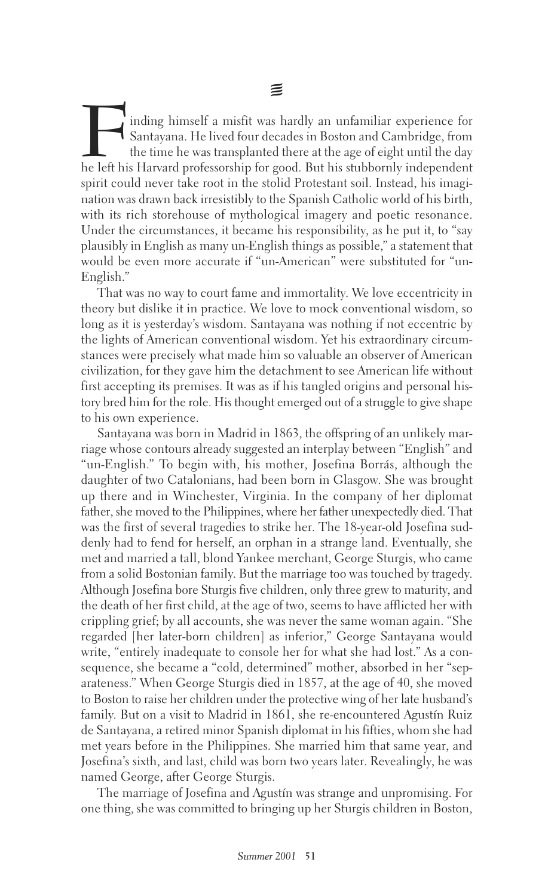Finding himself a misfit was hardly an unfamiliar experience for Santayana. He lived four decades in Boston and Cambridge, from the time he was transplanted there at the age of eight until the day he left his Harvard professorship for good. But his stubbornly independent spirit could never take root in the stolid Protestant soil. Instead, his imagination was drawn back irresistibly to the Spanish Catholic world of his birth, with its rich storehouse of mythological imagery and poetic resonance. Under the circumstances, it became his responsibility, as he put it, to "say plausibly in English as many un-English things as possible," a statement that would be even more accurate if "un-American" were substituted for "un-English."

That was no way to court fame and immortality. We love eccentricity in theory but dislike it in practice. We love to mock conventional wisdom, so long as it is yesterday's wisdom. Santayana was nothing if not eccentric by the lights of American conventional wisdom. Yet his extraordinary circumstances were precisely what made him so valuable an observer of American civilization, for they gave him the detachment to see American life without first accepting its premises. It was as if his tangled origins and personal history bred him for the role. His thought emerged out of a struggle to give shape to his own experience.

Santayana was born in Madrid in 1863, the offspring of an unlikely marriage whose contours already suggested an interplay between "English" and "un-English." To begin with, his mother, Josefina Borrás, although the daughter of two Catalonians, had been born in Glasgow. She was brought up there and in Winchester, Virginia. In the company of her diplomat father, she moved to the Philippines, where her father unexpectedly died. That was the first of several tragedies to strike her. The 18-year-old Josefina suddenly had to fend for herself, an orphan in a strange land. Eventually, she met and married a tall, blond Yankee merchant, George Sturgis, who came from a solid Bostonian family. But the marriage too was touched by tragedy. Although Josefina bore Sturgis five children, only three grew to maturity, and the death of her first child, at the age of two, seems to have afflicted her with crippling grief; by all accounts, she was never the same woman again. "She regarded [her later-born children] as inferior," George Santayana would write, "entirely inadequate to console her for what she had lost." As a consequence, she became a "cold, determined" mother, absorbed in her "separateness." When George Sturgis died in 1857, at the age of 40, she moved to Boston to raise her children under the protective wing of her late husband's family. But on a visit to Madrid in 1861, she re-encountered Agustín Ruiz de Santayana, a retired minor Spanish diplomat in his fifties, whom she had met years before in the Philippines. She married him that same year, and Josefina's sixth, and last, child was born two years later. Revealingly, he was named George, after George Sturgis.

The marriage of Josefina and Agustín was strange and unpromising. For one thing, she was committed to bringing up her Sturgis children in Boston,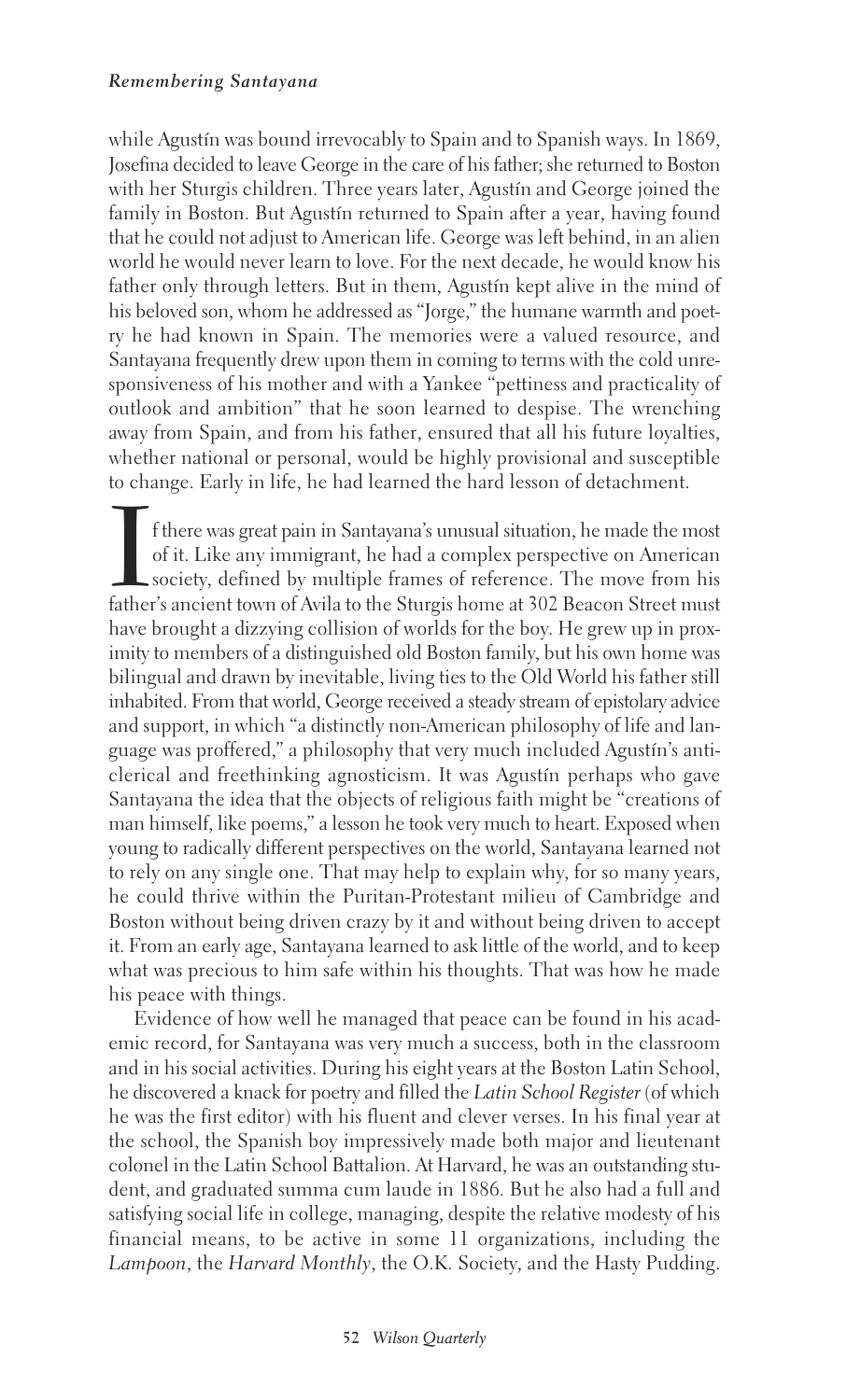while Agustín was bound irrevocably to Spain and to Spanish ways. In 1869, Josefina decided to leave George in the care of his father; she returned to Boston with her Sturgis children. Three years later, Agustín and George joined the family in Boston. But Agustín returned to Spain after a year, having found that he could not adjust to American life. George was left behind, in an alien world he would never learn to love. For the next decade, he would know his father only through letters. But in them, Agustín kept alive in the mind of his beloved son, whom he addressed as "Jorge," the humane warmth and poetry he had known in Spain. The memories were a valued resource, and Santayana frequently drew upon them in coming to terms with the cold unresponsiveness of his mother and with a Yankee "pettiness and practicality of outlook and ambition" that he soon learned to despise. The wrenching away from Spain, and from his father, ensured that all his future loyalties, whether national or personal, would be highly provisional and susceptible to change. Early in life, he had learned the hard lesson of detachment.

If there was great pain in Santayana's unusual situation, he made the most of it. Like any immigrant, he had a complex perspective on American society, defined by multiple frames of reference. The move from his father's ancient town of Avila to the Sturgis home at 302 Beacon Street must have brought a dizzying collision of worlds for the boy. He grew up in proximity to members of a distinguished old Boston family, but his own home was bilingual and drawn by inevitable, living ties to the Old World his father still inhabited. From that world, George received a steady stream of epistolary advice and support, in which "a distinctly non-American philosophy of life and language was proffered," a philosophy that very much included Agustín's anticlerical and freethinking agnosticism. It was Agustín perhaps who gave Santayana the idea that the objects of religious faith might be "creations of man himself, like poems," a lesson he took very much to heart. Exposed when young to radically different perspectives on the world, Santayana learned not to rely on any single one. That may help to explain why, for so many years, he could thrive within the Puritan-Protestant milieu of Cambridge and Boston without being driven crazy by it and without being driven to accept it. From an early age, Santayana learned to ask little of the world, and to keep what was precious to him safe within his thoughts. That was how he made his peace with things.

Evidence of how well he managed that peace can be found in his academic record, for Santayana was very much a success, both in the classroom and in his social activities. During his eight years at the Boston Latin School, he discovered a knack for poetry and filled the *Latin School Register* (of which he was the first editor) with his fluent and clever verses. In his final year at the school, the Spanish boy impressively made both major and lieutenant colonel in the Latin School Battalion. At Harvard, he was an outstanding student, and graduated summa cum laude in 1886. But he also had a full and satisfying social life in college, managing, despite the relative modesty of his financial means, to be active in some 11 organizations, including the *Lampoon*, the *Harvard Monthly*, the O.K. Society, and the Hasty Pudding.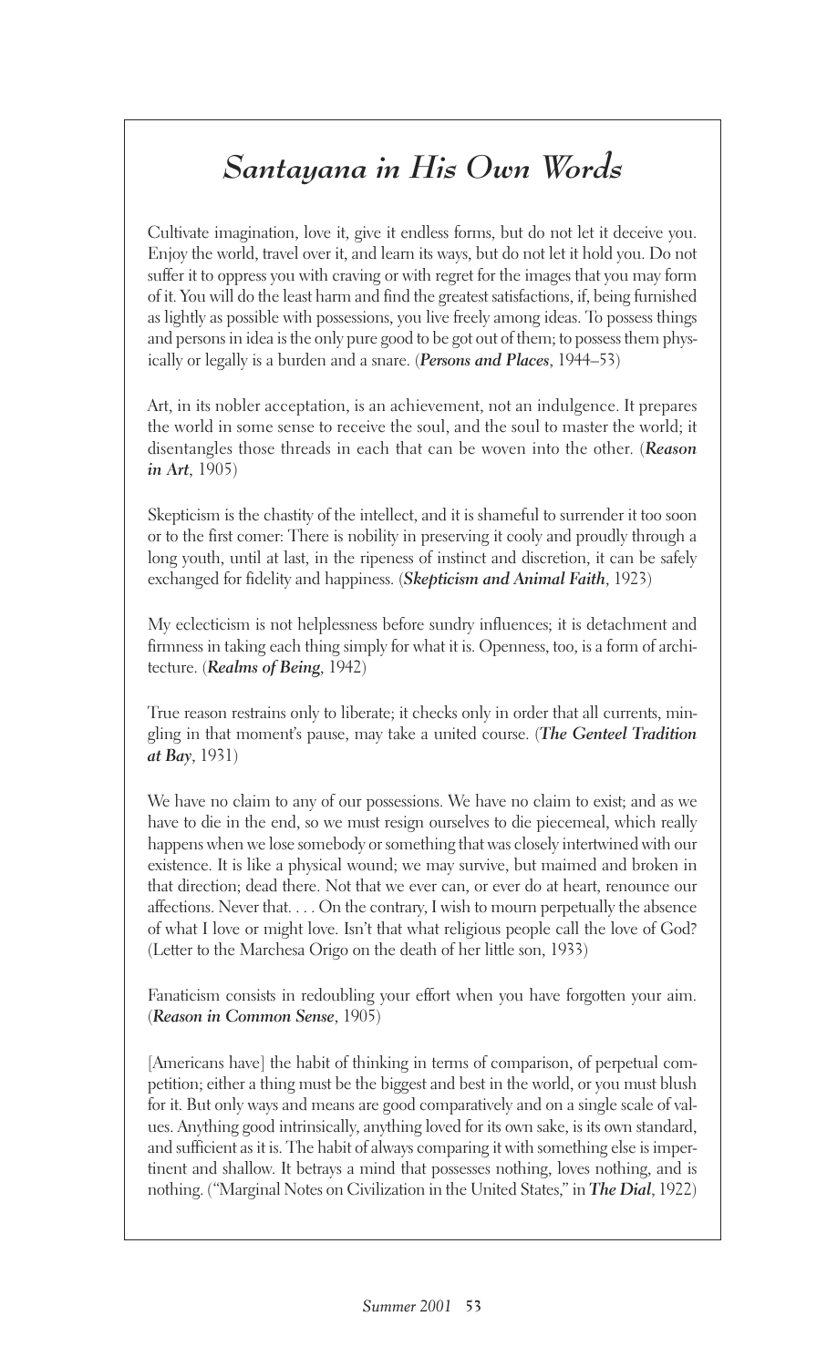# *Santayana in His Own Words*

Cultivate imagination, love it, give it endless forms, but do not let it deceive you. Enjoy the world, travel over it, and learn its ways, but do not let it hold you. Do not suffer it to oppress you with craving or with regret for the images that you may form of it. You will do the least harm and find the greatest satisfactions, if, being furnished as lightly as possible with possessions, you live freely among ideas. To possess things and persons in idea is the only pure good to be got out of them; to possess them physically or legally is a burden and a snare. (***Persons and Places***, 1944–53)

Art, in its nobler acceptation, is an achievement, not an indulgence. It prepares the world in some sense to receive the soul, and the soul to master the world; it disentangles those threads in each that can be woven into the other. (***Reason in Art***, 1905)

Skepticism is the chastity of the intellect, and it is shameful to surrender it too soon or to the first comer: There is nobility in preserving it cooly and proudly through a long youth, until at last, in the ripeness of instinct and discretion, it can be safely exchanged for fidelity and happiness. (***Skepticism and Animal Faith***, 1923)

My eclecticism is not helplessness before sundry influences; it is detachment and firmness in taking each thing simply for what it is. Openness, too, is a form of architecture. (***Realms of Being***, 1942)

True reason restrains only to liberate; it checks only in order that all currents, mingling in that moment's pause, may take a united course. (***The Genteel Tradition at Bay***, 1931)

We have no claim to any of our possessions. We have no claim to exist; and as we have to die in the end, so we must resign ourselves to die piecemeal, which really happens when we lose somebody or something that was closely intertwined with our existence. It is like a physical wound; we may survive, but maimed and broken in that direction; dead there. Not that we ever can, or ever do at heart, renounce our affections. Never that. . . . On the contrary, I wish to mourn perpetually the absence of what I love or might love. Isn't that what religious people call the love of God? (Letter to the Marchesa Origo on the death of her little son, 1933)

Fanaticism consists in redoubling your effort when you have forgotten your aim. (***Reason in Common Sense***, 1905)

[Americans have] the habit of thinking in terms of comparison, of perpetual competition; either a thing must be the biggest and best in the world, or you must blush for it. But only ways and means are good comparatively and on a single scale of values. Anything good intrinsically, anything loved for its own sake, is its own standard, and sufficient as it is. The habit of always comparing it with something else is impertinent and shallow. It betrays a mind that possesses nothing, loves nothing, and is nothing. ("Marginal Notes on Civilization in the United States," in ***The Dial***, 1922)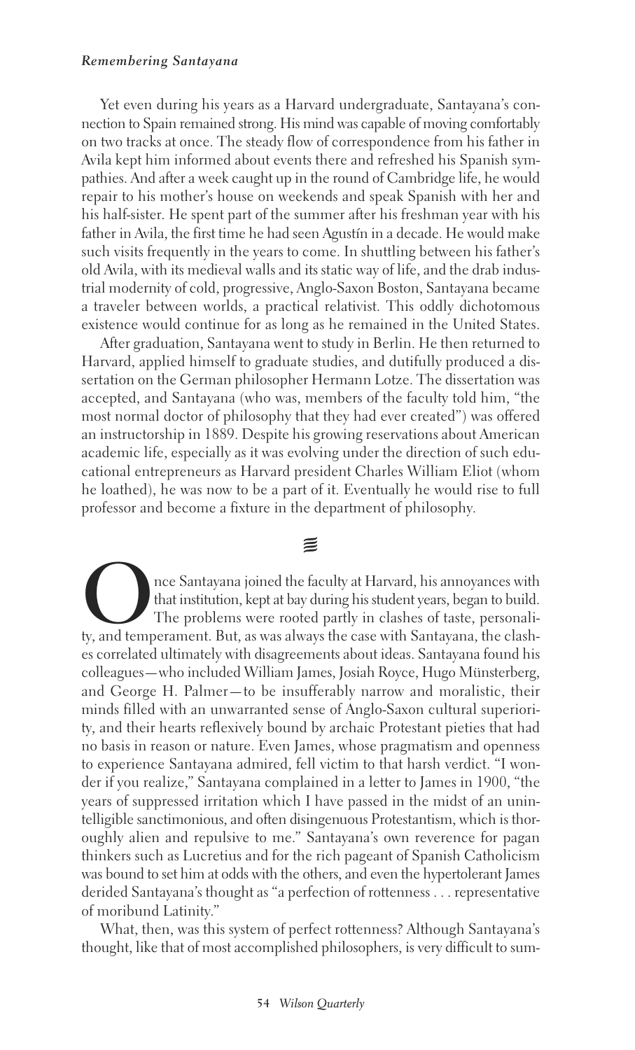Yet even during his years as a Harvard undergraduate, Santayana's connection to Spain remained strong. His mind was capable of moving comfortably on two tracks at once. The steady flow of correspondence from his father in Avila kept him informed about events there and refreshed his Spanish sympathies. And after a week caught up in the round of Cambridge life, he would repair to his mother's house on weekends and speak Spanish with her and his half-sister. He spent part of the summer after his freshman year with his father in Avila, the first time he had seen Agustín in a decade. He would make such visits frequently in the years to come. In shuttling between his father's old Avila, with its medieval walls and its static way of life, and the drab industrial modernity of cold, progressive, Anglo-Saxon Boston, Santayana became a traveler between worlds, a practical relativist. This oddly dichotomous existence would continue for as long as he remained in the United States.

After graduation, Santayana went to study in Berlin. He then returned to Harvard, applied himself to graduate studies, and dutifully produced a dissertation on the German philosopher Hermann Lotze. The dissertation was accepted, and Santayana (who was, members of the faculty told him, "the most normal doctor of philosophy that they had ever created") was offered an instructorship in 1889. Despite his growing reservations about American academic life, especially as it was evolving under the direction of such educational entrepreneurs as Harvard president Charles William Eliot (whom he loathed), he was now to be a part of it. Eventually he would rise to full professor and become a fixture in the department of philosophy.

Once Santayana joined the faculty at Harvard, his annoyances with that institution, kept at bay during his student years, began to build. The problems were rooted partly in clashes of taste, personality, and temperament. But, as was always the case with Santayana, the clashes correlated ultimately with disagreements about ideas. Santayana found his colleagues—who included William James, Josiah Royce, Hugo Münsterberg, and George H. Palmer—to be insufferably narrow and moralistic, their minds filled with an unwarranted sense of Anglo-Saxon cultural superiority, and their hearts reflexively bound by archaic Protestant pieties that had no basis in reason or nature. Even James, whose pragmatism and openness to experience Santayana admired, fell victim to that harsh verdict. "I wonder if you realize," Santayana complained in a letter to James in 1900, "the years of suppressed irritation which I have passed in the midst of an unintelligible sanctimonious, and often disingenuous Protestantism, which is thoroughly alien and repulsive to me." Santayana's own reverence for pagan thinkers such as Lucretius and for the rich pageant of Spanish Catholicism was bound to set him at odds with the others, and even the hypertolerant James derided Santayana's thought as "a perfection of rottenness . . . representative of moribund Latinity."

What, then, was this system of perfect rottenness? Although Santayana's thought, like that of most accomplished philosophers, is very difficult to sum-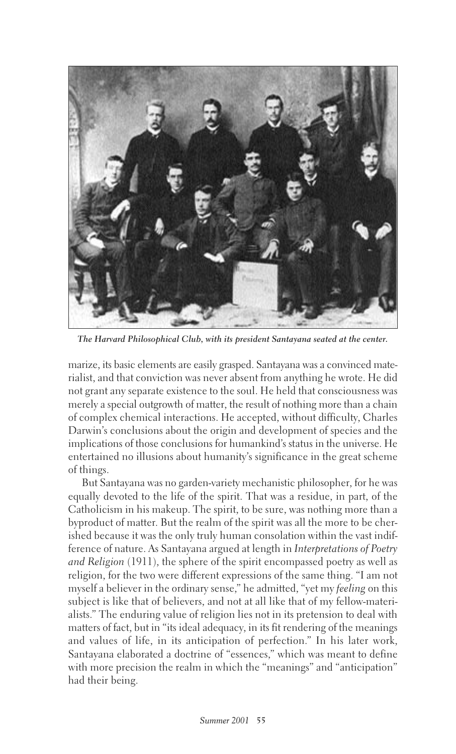*The Harvard Philosophical Club, with its president Santayana seated at the center.*

marize, its basic elements are easily grasped. Santayana was a convinced materialist, and that conviction was never absent from anything he wrote. He did not grant any separate existence to the soul. He held that consciousness was merely a special outgrowth of matter, the result of nothing more than a chain of complex chemical interactions. He accepted, without difficulty, Charles Darwin's conclusions about the origin and development of species and the implications of those conclusions for humankind's status in the universe. He entertained no illusions about humanity's significance in the great scheme of things.

But Santayana was no garden-variety mechanistic philosopher, for he was equally devoted to the life of the spirit. That was a residue, in part, of the Catholicism in his makeup. The spirit, to be sure, was nothing more than a byproduct of matter. But the realm of the spirit was all the more to be cherished because it was the only truly human consolation within the vast indifference of nature. As Santayana argued at length in *Interpretations of Poetry and Religion* (1911), the sphere of the spirit encompassed poetry as well as religion, for the two were different expressions of the same thing. "I am not myself a believer in the ordinary sense," he admitted, "yet my *feeling* on this subject is like that of believers, and not at all like that of my fellow-materialists." The enduring value of religion lies not in its pretension to deal with matters of fact, but in "its ideal adequacy, in its fit rendering of the meanings and values of life, in its anticipation of perfection." In his later work, Santayana elaborated a doctrine of "essences," which was meant to define with more precision the realm in which the "meanings" and "anticipation" had their being.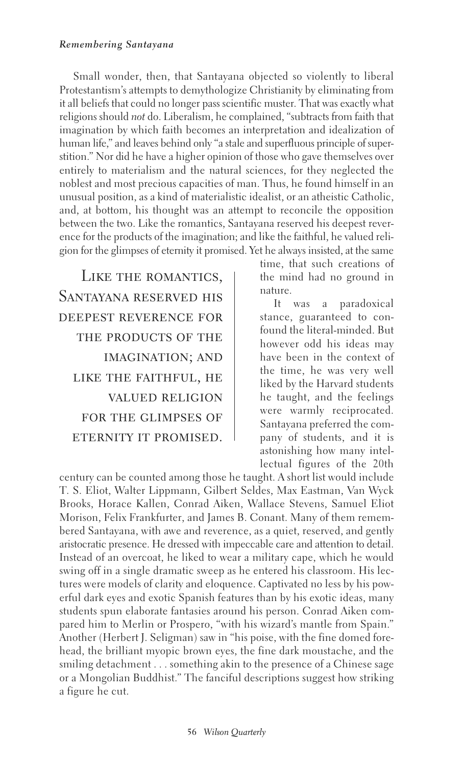Small wonder, then, that Santayana objected so violently to liberal Protestantism's attempts to demythologize Christianity by eliminating from it all beliefs that could no longer pass scientific muster. That was exactly what religions should *not* do. Liberalism, he complained, "subtracts from faith that imagination by which faith becomes an interpretation and idealization of human life," and leaves behind only "a stale and superfluous principle of superstition." Nor did he have a higher opinion of those who gave themselves over entirely to materialism and the natural sciences, for they neglected the noblest and most precious capacities of man. Thus, he found himself in an unusual position, as a kind of materialistic idealist, or an atheistic Catholic, and, at bottom, his thought was an attempt to reconcile the opposition between the two. Like the romantics, Santayana reserved his deepest reverence for the products of the imagination; and like the faithful, he valued religion for the glimpses of eternity it promised. Yet he always insisted, at the same time, that such creations of the mind had no ground in nature.

> LIKE THE ROMANTICS, SANTAYANA RESERVED HIS DEEPEST REVERENCE FOR THE PRODUCTS OF THE IMAGINATION; AND LIKE THE FAITHFUL, HE VALUED RELIGION FOR THE GLIMPSES OF ETERNITY IT PROMISED.

It was a paradoxical stance, guaranteed to confound the literal-minded. But however odd his ideas may have been in the context of the time, he was very well liked by the Harvard students he taught, and the feelings were warmly reciprocated. Santayana preferred the company of students, and it is astonishing how many intellectual figures of the 20th century can be counted among those he taught. A short list would include T. S. Eliot, Walter Lippmann, Gilbert Seldes, Max Eastman, Van Wyck Brooks, Horace Kallen, Conrad Aiken, Wallace Stevens, Samuel Eliot Morison, Felix Frankfurter, and James B. Conant. Many of them remembered Santayana, with awe and reverence, as a quiet, reserved, and gently aristocratic presence. He dressed with impeccable care and attention to detail. Instead of an overcoat, he liked to wear a military cape, which he would swing off in a single dramatic sweep as he entered his classroom. His lectures were models of clarity and eloquence. Captivated no less by his powerful dark eyes and exotic Spanish features than by his exotic ideas, many students spun elaborate fantasies around his person. Conrad Aiken compared him to Merlin or Prospero, "with his wizard's mantle from Spain." Another (Herbert J. Seligman) saw in "his poise, with the fine domed forehead, the brilliant myopic brown eyes, the fine dark moustache, and the smiling detachment . . . something akin to the presence of a Chinese sage or a Mongolian Buddhist." The fanciful descriptions suggest how striking a figure he cut.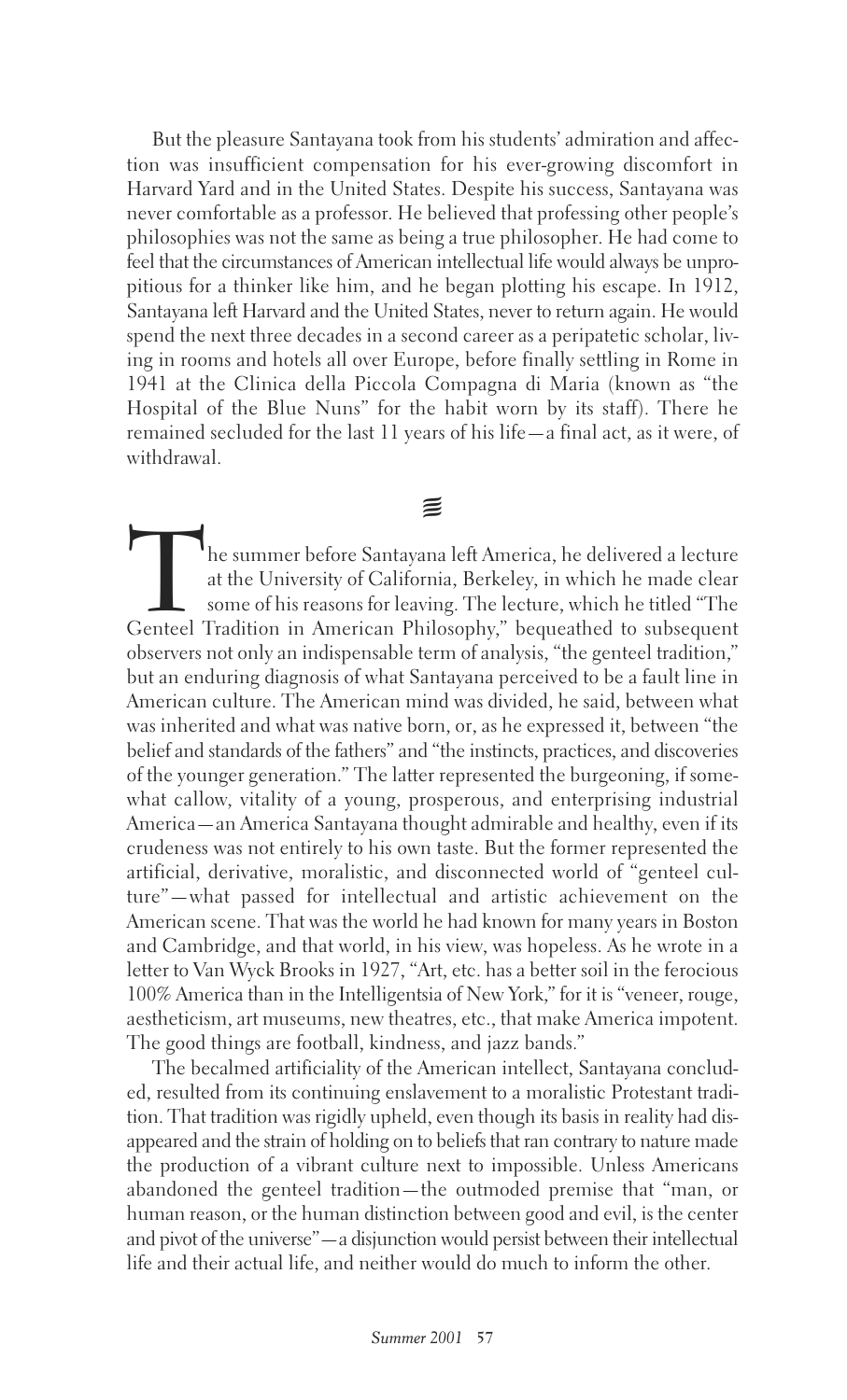But the pleasure Santayana took from his students' admiration and affection was insufficient compensation for his ever-growing discomfort in Harvard Yard and in the United States. Despite his success, Santayana was never comfortable as a professor. He believed that professing other people's philosophies was not the same as being a true philosopher. He had come to feel that the circumstances of American intellectual life would always be unpropitious for a thinker like him, and he began plotting his escape. In 1912, Santayana left Harvard and the United States, never to return again. He would spend the next three decades in a second career as a peripatetic scholar, living in rooms and hotels all over Europe, before finally settling in Rome in 1941 at the Clinica della Piccola Compagna di Maria (known as "the Hospital of the Blue Nuns" for the habit worn by its staff). There he remained secluded for the last 11 years of his life—a final act, as it were, of withdrawal.

The summer before Santayana left America, he delivered a lecture at the University of California, Berkeley, in which he made clear some of his reasons for leaving. The lecture, which he titled "The Genteel Tradition in American Philosophy," bequeathed to subsequent observers not only an indispensable term of analysis, "the genteel tradition," but an enduring diagnosis of what Santayana perceived to be a fault line in American culture. The American mind was divided, he said, between what was inherited and what was native born, or, as he expressed it, between "the belief and standards of the fathers" and "the instincts, practices, and discoveries of the younger generation." The latter represented the burgeoning, if somewhat callow, vitality of a young, prosperous, and enterprising industrial America—an America Santayana thought admirable and healthy, even if its crudeness was not entirely to his own taste. But the former represented the artificial, derivative, moralistic, and disconnected world of "genteel culture"—what passed for intellectual and artistic achievement on the American scene. That was the world he had known for many years in Boston and Cambridge, and that world, in his view, was hopeless. As he wrote in a letter to Van Wyck Brooks in 1927, "Art, etc. has a better soil in the ferocious 100% America than in the Intelligentsia of New York," for it is "veneer, rouge, aestheticism, art museums, new theatres, etc., that make America impotent. The good things are football, kindness, and jazz bands."

The becalmed artificiality of the American intellect, Santayana concluded, resulted from its continuing enslavement to a moralistic Protestant tradition. That tradition was rigidly upheld, even though its basis in reality had disappeared and the strain of holding on to beliefs that ran contrary to nature made the production of a vibrant culture next to impossible. Unless Americans abandoned the genteel tradition—the outmoded premise that "man, or human reason, or the human distinction between good and evil, is the center and pivot of the universe"—a disjunction would persist between their intellectual life and their actual life, and neither would do much to inform the other.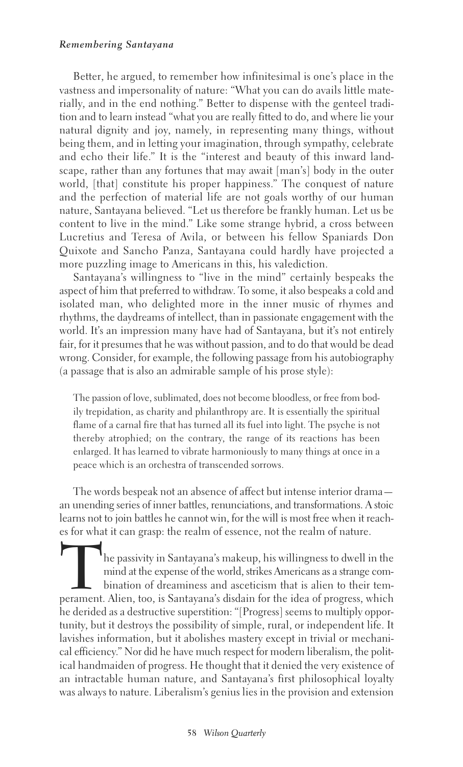Better, he argued, to remember how infinitesimal is one's place in the vastness and impersonality of nature: "What you can do avails little materially, and in the end nothing." Better to dispense with the genteel tradition and to learn instead "what you are really fitted to do, and where lie your natural dignity and joy, namely, in representing many things, without being them, and in letting your imagination, through sympathy, celebrate and echo their life." It is the "interest and beauty of this inward landscape, rather than any fortunes that may await [man's] body in the outer world, [that] constitute his proper happiness." The conquest of nature and the perfection of material life are not goals worthy of our human nature, Santayana believed. "Let us therefore be frankly human. Let us be content to live in the mind." Like some strange hybrid, a cross between Lucretius and Teresa of Avila, or between his fellow Spaniards Don Quixote and Sancho Panza, Santayana could hardly have projected a more puzzling image to Americans in this, his valediction.

Santayana's willingness to "live in the mind" certainly bespeaks the aspect of him that preferred to withdraw. To some, it also bespeaks a cold and isolated man, who delighted more in the inner music of rhymes and rhythms, the daydreams of intellect, than in passionate engagement with the world. It's an impression many have had of Santayana, but it's not entirely fair, for it presumes that he was without passion, and to do that would be dead wrong. Consider, for example, the following passage from his autobiography (a passage that is also an admirable sample of his prose style):

> The passion of love, sublimated, does not become bloodless, or free from bodily trepidation, as charity and philanthropy are. It is essentially the spiritual flame of a carnal fire that has turned all its fuel into light. The psyche is not thereby atrophied; on the contrary, the range of its reactions has been enlarged. It has learned to vibrate harmoniously to many things at once in a peace which is an orchestra of transcended sorrows.

The words bespeak not an absence of affect but intense interior drama—an unending series of inner battles, renunciations, and transformations. A stoic learns not to join battles he cannot win, for the will is most free when it reaches for what it can grasp: the realm of essence, not the realm of nature.

The passivity in Santayana's makeup, his willingness to dwell in the mind at the expense of the world, strikes Americans as a strange combination of dreaminess and asceticism that is alien to their temperament. Alien, too, is Santayana's disdain for the idea of progress, which he derided as a destructive superstition: "[Progress] seems to multiply opportunity, but it destroys the possibility of simple, rural, or independent life. It lavishes information, but it abolishes mastery except in trivial or mechanical efficiency." Nor did he have much respect for modern liberalism, the political handmaiden of progress. He thought that it denied the very existence of an intractable human nature, and Santayana's first philosophical loyalty was always to nature. Liberalism's genius lies in the provision and extension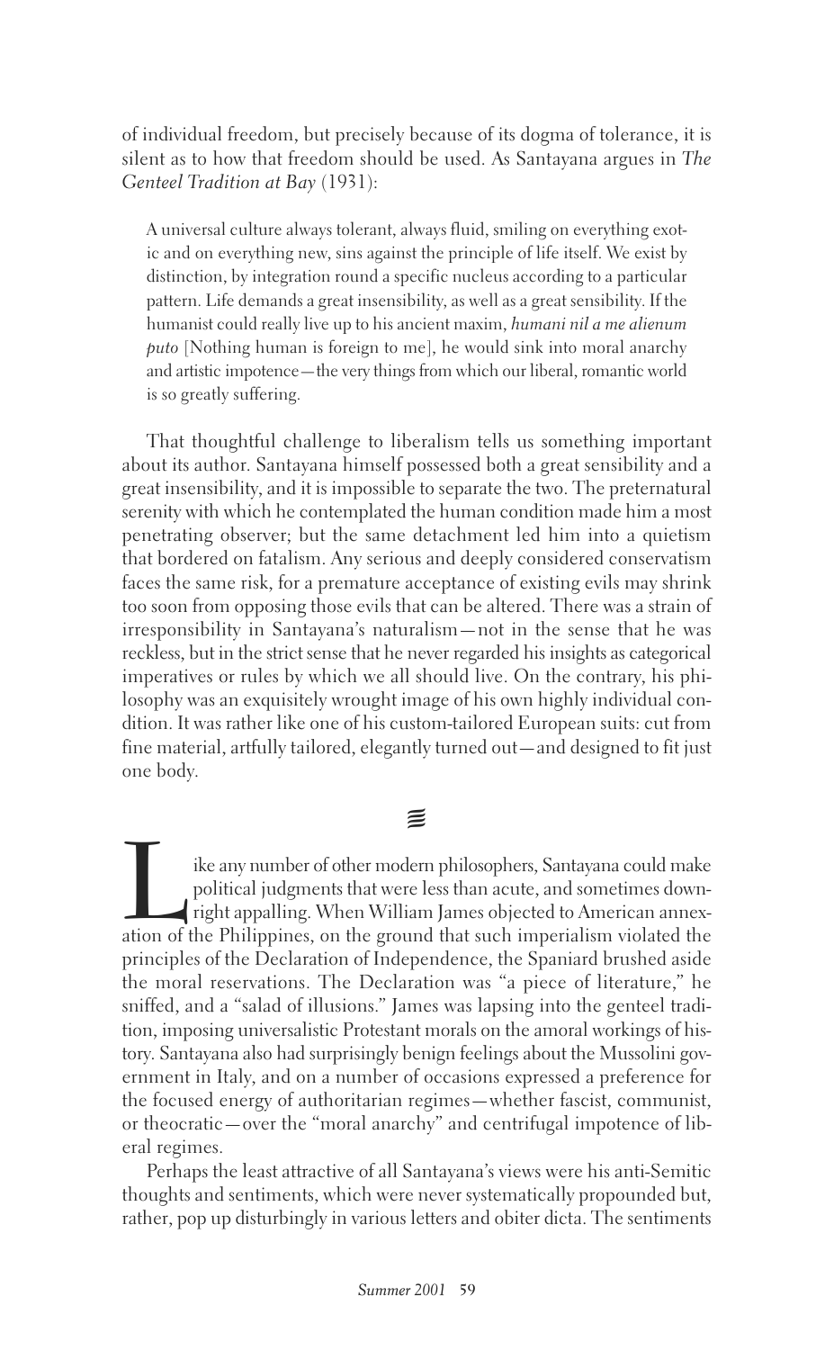of individual freedom, but precisely because of its dogma of tolerance, it is silent as to how that freedom should be used. As Santayana argues in *The Genteel Tradition at Bay* (1931):

> A universal culture always tolerant, always fluid, smiling on everything exotic and on everything new, sins against the principle of life itself. We exist by distinction, by integration round a specific nucleus according to a particular pattern. Life demands a great insensibility, as well as a great sensibility. If the humanist could really live up to his ancient maxim, *humani nil a me alienum puto* [Nothing human is foreign to me], he would sink into moral anarchy and artistic impotence—the very things from which our liberal, romantic world is so greatly suffering.

That thoughtful challenge to liberalism tells us something important about its author. Santayana himself possessed both a great sensibility and a great insensibility, and it is impossible to separate the two. The preternatural serenity with which he contemplated the human condition made him a most penetrating observer; but the same detachment led him into a quietism that bordered on fatalism. Any serious and deeply considered conservatism faces the same risk, for a premature acceptance of existing evils may shrink too soon from opposing those evils that can be altered. There was a strain of irresponsibility in Santayana's naturalism—not in the sense that he was reckless, but in the strict sense that he never regarded his insights as categorical imperatives or rules by which we all should live. On the contrary, his philosophy was an exquisitely wrought image of his own highly individual condition. It was rather like one of his custom-tailored European suits: cut from fine material, artfully tailored, elegantly turned out—and designed to fit just one body.

≋

Like any number of other modern philosophers, Santayana could make political judgments that were less than acute, and sometimes downright appalling. When William James objected to American annexation of the Philippines, on the ground that such imperialism violated the principles of the Declaration of Independence, the Spaniard brushed aside the moral reservations. The Declaration was "a piece of literature," he sniffed, and a "salad of illusions." James was lapsing into the genteel tradition, imposing universalistic Protestant morals on the amoral workings of history. Santayana also had surprisingly benign feelings about the Mussolini government in Italy, and on a number of occasions expressed a preference for the focused energy of authoritarian regimes—whether fascist, communist, or theocratic—over the "moral anarchy" and centrifugal impotence of liberal regimes.

Perhaps the least attractive of all Santayana's views were his anti-Semitic thoughts and sentiments, which were never systematically propounded but, rather, pop up disturbingly in various letters and obiter dicta. The sentiments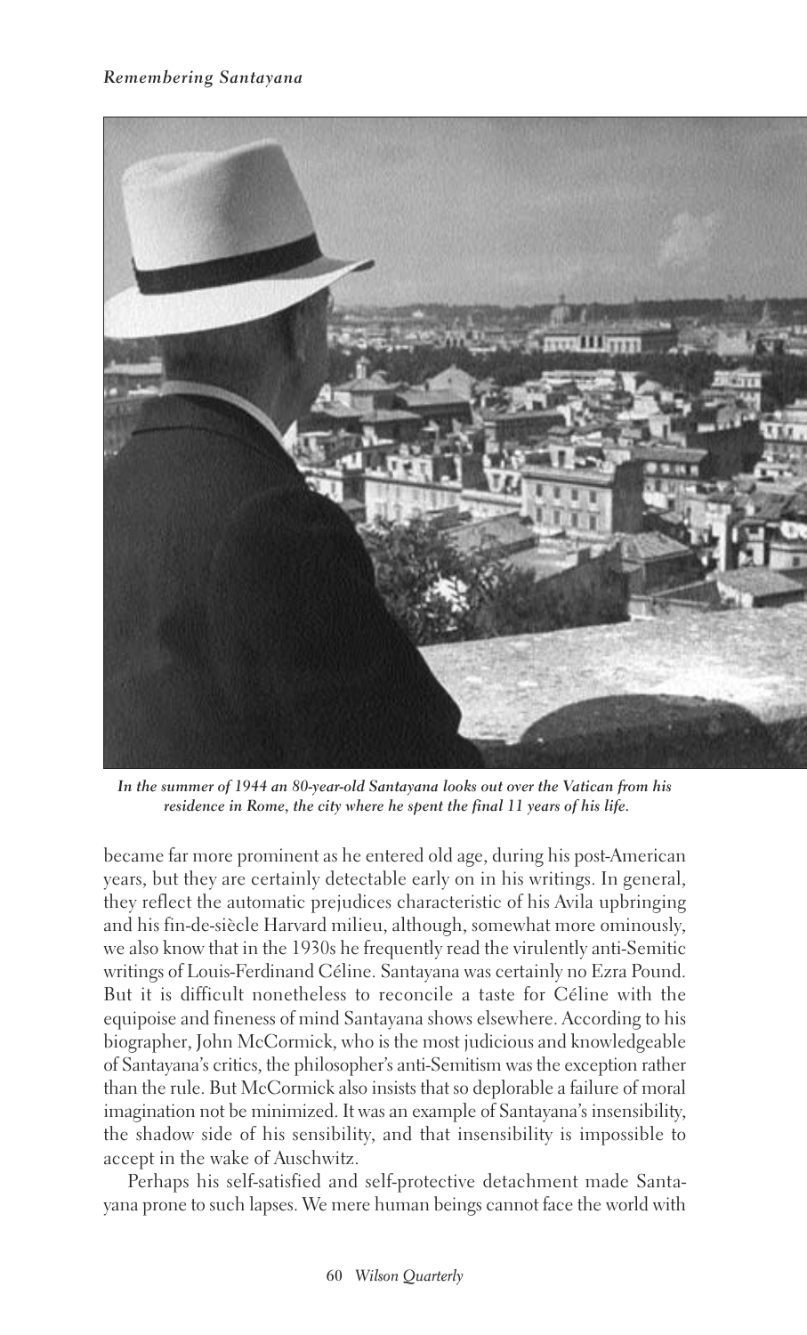*In the summer of 1944 an 80-year-old Santayana looks out over the Vatican from his residence in Rome, the city where he spent the final 11 years of his life.*

became far more prominent as he entered old age, during his post-American years, but they are certainly detectable early on in his writings. In general, they reflect the automatic prejudices characteristic of his Avila upbringing and his fin-de-siècle Harvard milieu, although, somewhat more ominously, we also know that in the 1930s he frequently read the virulently anti-Semitic writings of Louis-Ferdinand Céline. Santayana was certainly no Ezra Pound. But it is difficult nonetheless to reconcile a taste for Céline with the equipoise and fineness of mind Santayana shows elsewhere. According to his biographer, John McCormick, who is the most judicious and knowledgeable of Santayana's critics, the philosopher's anti-Semitism was the exception rather than the rule. But McCormick also insists that so deplorable a failure of moral imagination not be minimized. It was an example of Santayana's insensibility, the shadow side of his sensibility, and that insensibility is impossible to accept in the wake of Auschwitz.

Perhaps his self-satisfied and self-protective detachment made Santayana prone to such lapses. We mere human beings cannot face the world with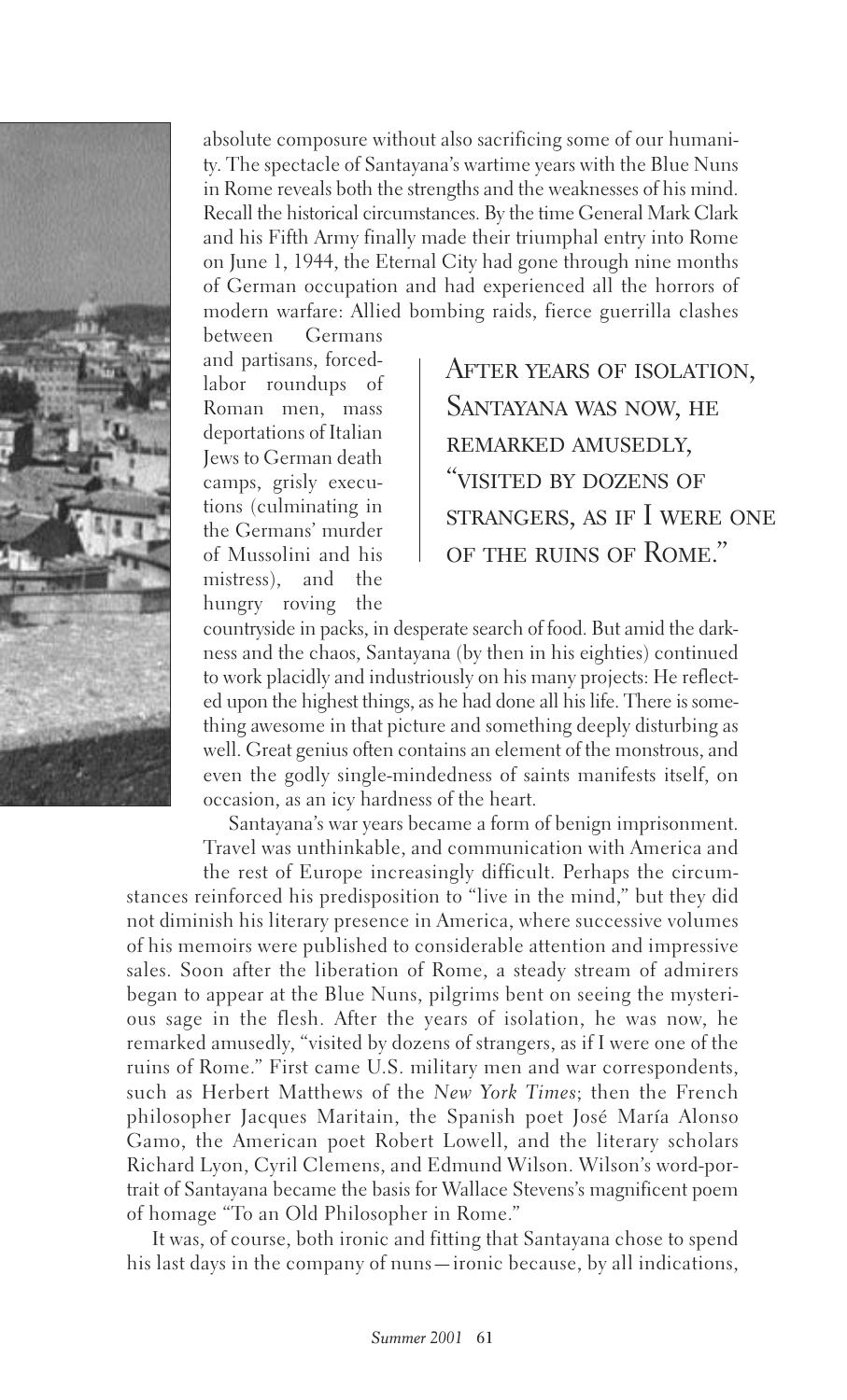absolute composure without also sacrificing some of our humanity. The spectacle of Santayana's wartime years with the Blue Nuns in Rome reveals both the strengths and the weaknesses of his mind. Recall the historical circumstances. By the time General Mark Clark and his Fifth Army finally made their triumphal entry into Rome on June 1, 1944, the Eternal City had gone through nine months of German occupation and had experienced all the horrors of modern warfare: Allied bombing raids, fierce guerrilla clashes between Germans and partisans, forced-labor roundups of Roman men, mass deportations of Italian Jews to German death camps, grisly executions (culminating in the Germans' murder of Mussolini and his mistress), and the hungry roving the countryside in packs, in desperate search of food. But amid the darkness and the chaos, Santayana (by then in his eighties) continued to work placidly and industriously on his many projects: He reflected upon the highest things, as he had done all his life. There is something awesome in that picture and something deeply disturbing as well. Great genius often contains an element of the monstrous, and even the godly single-mindedness of saints manifests itself, on occasion, as an icy hardness of the heart.

> AFTER YEARS OF ISOLATION, SANTAYANA WAS NOW, HE REMARKED AMUSEDLY, "VISITED BY DOZENS OF STRANGERS, AS IF I WERE ONE OF THE RUINS OF ROME."

Santayana's war years became a form of benign imprisonment. Travel was unthinkable, and communication with America and the rest of Europe increasingly difficult. Perhaps the circumstances reinforced his predisposition to "live in the mind," but they did not diminish his literary presence in America, where successive volumes of his memoirs were published to considerable attention and impressive sales. Soon after the liberation of Rome, a steady stream of admirers began to appear at the Blue Nuns, pilgrims bent on seeing the mysterious sage in the flesh. After the years of isolation, he was now, he remarked amusedly, "visited by dozens of strangers, as if I were one of the ruins of Rome." First came U.S. military men and war correspondents, such as Herbert Matthews of the *New York Times*; then the French philosopher Jacques Maritain, the Spanish poet José María Alonso Gamo, the American poet Robert Lowell, and the literary scholars Richard Lyon, Cyril Clemens, and Edmund Wilson. Wilson's word-portrait of Santayana became the basis for Wallace Stevens's magnificent poem of homage "To an Old Philosopher in Rome."

It was, of course, both ironic and fitting that Santayana chose to spend his last days in the company of nuns—ironic because, by all indications,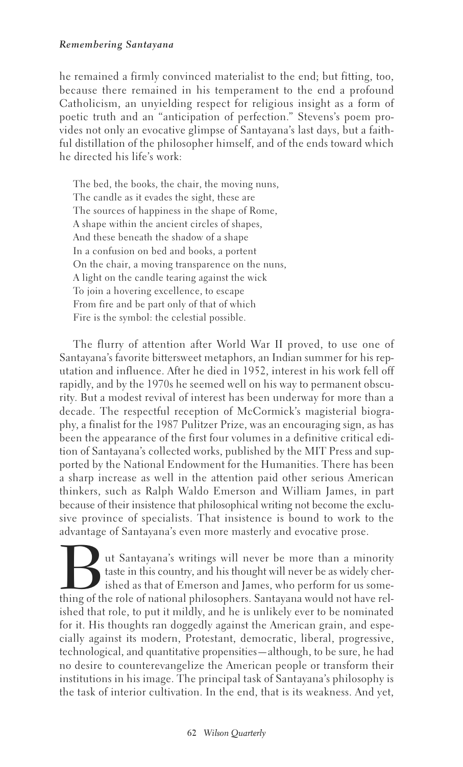he remained a firmly convinced materialist to the end; but fitting, too, because there remained in his temperament to the end a profound Catholicism, an unyielding respect for religious insight as a form of poetic truth and an "anticipation of perfection." Stevens's poem provides not only an evocative glimpse of Santayana's last days, but a faithful distillation of the philosopher himself, and of the ends toward which he directed his life's work:

> The bed, the books, the chair, the moving nuns,
> The candle as it evades the sight, these are
> The sources of happiness in the shape of Rome,
> A shape within the ancient circles of shapes,
> And these beneath the shadow of a shape
> In a confusion on bed and books, a portent
> On the chair, a moving transparence on the nuns,
> A light on the candle tearing against the wick
> To join a hovering excellence, to escape
> From fire and be part only of that of which
> Fire is the symbol: the celestial possible.

The flurry of attention after World War II proved, to use one of Santayana's favorite bittersweet metaphors, an Indian summer for his reputation and influence. After he died in 1952, interest in his work fell off rapidly, and by the 1970s he seemed well on his way to permanent obscurity. But a modest revival of interest has been underway for more than a decade. The respectful reception of McCormick's magisterial biography, a finalist for the 1987 Pulitzer Prize, was an encouraging sign, as has been the appearance of the first four volumes in a definitive critical edition of Santayana's collected works, published by the MIT Press and supported by the National Endowment for the Humanities. There has been a sharp increase as well in the attention paid other serious American thinkers, such as Ralph Waldo Emerson and William James, in part because of their insistence that philosophical writing not become the exclusive province of specialists. That insistence is bound to work to the advantage of Santayana's even more masterly and evocative prose.

But Santayana's writings will never be more than a minority taste in this country, and his thought will never be as widely cherished as that of Emerson and James, who perform for us something of the role of national philosophers. Santayana would not have relished that role, to put it mildly, and he is unlikely ever to be nominated for it. His thoughts ran doggedly against the American grain, and especially against its modern, Protestant, democratic, liberal, progressive, technological, and quantitative propensities—although, to be sure, he had no desire to counterevangelize the American people or transform their institutions in his image. The principal task of Santayana's philosophy is the task of interior cultivation. In the end, that is its weakness. And yet,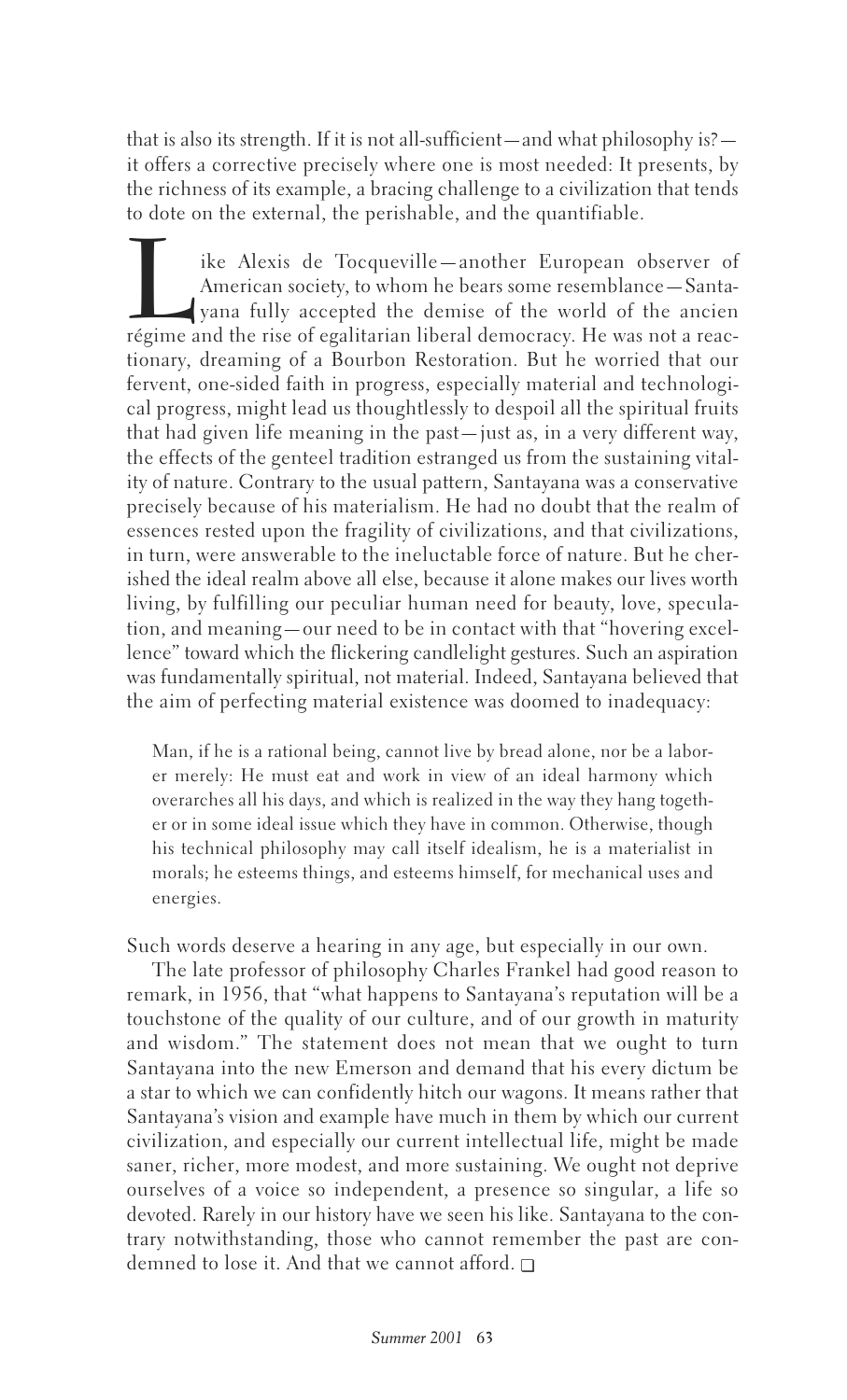that is also its strength. If it is not all-sufficient—and what philosophy is?—it offers a corrective precisely where one is most needed: It presents, by the richness of its example, a bracing challenge to a civilization that tends to dote on the external, the perishable, and the quantifiable.

Like Alexis de Tocqueville—another European observer of American society, to whom he bears some resemblance—Santayana fully accepted the demise of the world of the ancien régime and the rise of egalitarian liberal democracy. He was not a reactionary, dreaming of a Bourbon Restoration. But he worried that our fervent, one-sided faith in progress, especially material and technological progress, might lead us thoughtlessly to despoil all the spiritual fruits that had given life meaning in the past—just as, in a very different way, the effects of the genteel tradition estranged us from the sustaining vitality of nature. Contrary to the usual pattern, Santayana was a conservative precisely because of his materialism. He had no doubt that the realm of essences rested upon the fragility of civilizations, and that civilizations, in turn, were answerable to the ineluctable force of nature. But he cherished the ideal realm above all else, because it alone makes our lives worth living, by fulfilling our peculiar human need for beauty, love, speculation, and meaning—our need to be in contact with that "hovering excellence" toward which the flickering candlelight gestures. Such an aspiration was fundamentally spiritual, not material. Indeed, Santayana believed that the aim of perfecting material existence was doomed to inadequacy:

> Man, if he is a rational being, cannot live by bread alone, nor be a laborer merely: He must eat and work in view of an ideal harmony which overarches all his days, and which is realized in the way they hang together or in some ideal issue which they have in common. Otherwise, though his technical philosophy may call itself idealism, he is a materialist in morals; he esteems things, and esteems himself, for mechanical uses and energies.

Such words deserve a hearing in any age, but especially in our own.

The late professor of philosophy Charles Frankel had good reason to remark, in 1956, that "what happens to Santayana's reputation will be a touchstone of the quality of our culture, and of our growth in maturity and wisdom." The statement does not mean that we ought to turn Santayana into the new Emerson and demand that his every dictum be a star to which we can confidently hitch our wagons. It means rather that Santayana's vision and example have much in them by which our current civilization, and especially our current intellectual life, might be made saner, richer, more modest, and more sustaining. We ought not deprive ourselves of a voice so independent, a presence so singular, a life so devoted. Rarely in our history have we seen his like. Santayana to the contrary notwithstanding, those who cannot remember the past are condemned to lose it. And that we cannot afford. ❑